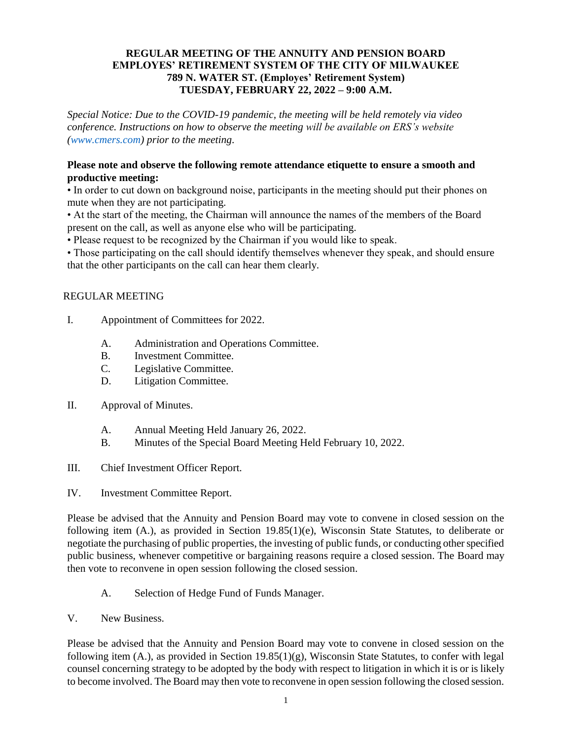**REGULAR MEETING OF THE ANNUITY AND PENSION BOARD**
**EMPLOYES' RETIREMENT SYSTEM OF THE CITY OF MILWAUKEE**
**789 N. WATER ST. (Employes' Retirement System)**
**TUESDAY, FEBRUARY 22, 2022 – 9:00 A.M.**

*Special Notice: Due to the COVID-19 pandemic, the meeting will be held remotely via video conference. Instructions on how to observe the meeting will be available on ERS's website (www.cmers.com) prior to the meeting.*

**Please note and observe the following remote attendance etiquette to ensure a smooth and productive meeting:**

- In order to cut down on background noise, participants in the meeting should put their phones on mute when they are not participating.
- At the start of the meeting, the Chairman will announce the names of the members of the Board present on the call, as well as anyone else who will be participating.
- Please request to be recognized by the Chairman if you would like to speak.
- Those participating on the call should identify themselves whenever they speak, and should ensure that the other participants on the call can hear them clearly.

REGULAR MEETING

I. Appointment of Committees for 2022.

   A. Administration and Operations Committee.
   B. Investment Committee.
   C. Legislative Committee.
   D. Litigation Committee.

II. Approval of Minutes.

   A. Annual Meeting Held January 26, 2022.
   B. Minutes of the Special Board Meeting Held February 10, 2022.

III. Chief Investment Officer Report.

IV. Investment Committee Report.

Please be advised that the Annuity and Pension Board may vote to convene in closed session on the following item (A.), as provided in Section 19.85(1)(e), Wisconsin State Statutes, to deliberate or negotiate the purchasing of public properties, the investing of public funds, or conducting other specified public business, whenever competitive or bargaining reasons require a closed session. The Board may then vote to reconvene in open session following the closed session.

   A. Selection of Hedge Fund of Funds Manager.

V. New Business.

Please be advised that the Annuity and Pension Board may vote to convene in closed session on the following item (A.), as provided in Section 19.85(1)(g), Wisconsin State Statutes, to confer with legal counsel concerning strategy to be adopted by the body with respect to litigation in which it is or is likely to become involved. The Board may then vote to reconvene in open session following the closed session.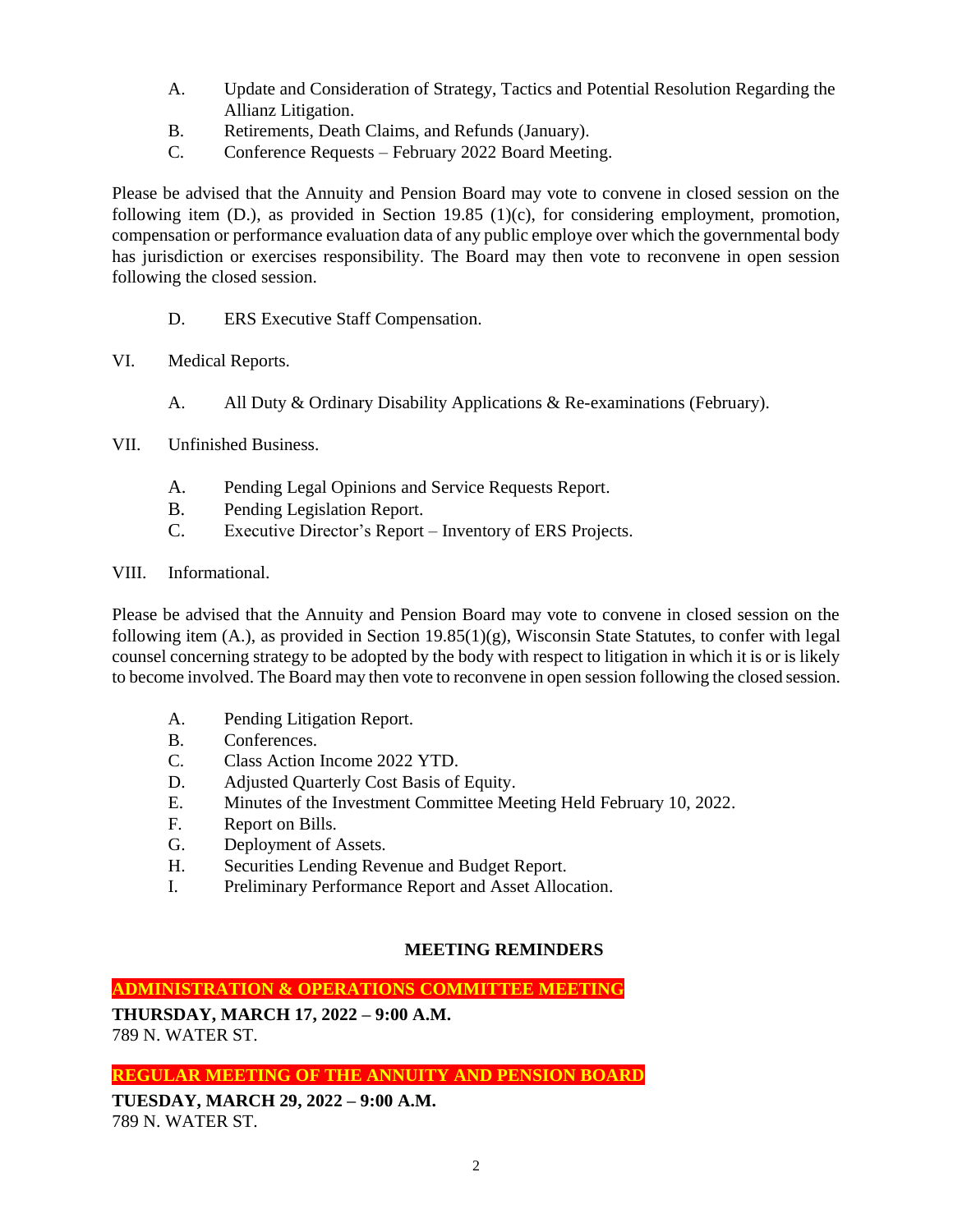A. Update and Consideration of Strategy, Tactics and Potential Resolution Regarding the Allianz Litigation.
B. Retirements, Death Claims, and Refunds (January).
C. Conference Requests – February 2022 Board Meeting.

Please be advised that the Annuity and Pension Board may vote to convene in closed session on the following item (D.), as provided in Section 19.85 (1)(c), for considering employment, promotion, compensation or performance evaluation data of any public employe over which the governmental body has jurisdiction or exercises responsibility. The Board may then vote to reconvene in open session following the closed session.

D. ERS Executive Staff Compensation.

VI. Medical Reports.

A. All Duty & Ordinary Disability Applications & Re-examinations (February).

VII. Unfinished Business.

A. Pending Legal Opinions and Service Requests Report.
B. Pending Legislation Report.
C. Executive Director's Report – Inventory of ERS Projects.

VIII. Informational.

Please be advised that the Annuity and Pension Board may vote to convene in closed session on the following item (A.), as provided in Section 19.85(1)(g), Wisconsin State Statutes, to confer with legal counsel concerning strategy to be adopted by the body with respect to litigation in which it is or is likely to become involved. The Board may then vote to reconvene in open session following the closed session.

A. Pending Litigation Report.
B. Conferences.
C. Class Action Income 2022 YTD.
D. Adjusted Quarterly Cost Basis of Equity.
E. Minutes of the Investment Committee Meeting Held February 10, 2022.
F. Report on Bills.
G. Deployment of Assets.
H. Securities Lending Revenue and Budget Report.
I. Preliminary Performance Report and Asset Allocation.

## MEETING REMINDERS

**ADMINISTRATION & OPERATIONS COMMITTEE MEETING**

**THURSDAY, MARCH 17, 2022 – 9:00 A.M.**
789 N. WATER ST.

**REGULAR MEETING OF THE ANNUITY AND PENSION BOARD**

**TUESDAY, MARCH 29, 2022 – 9:00 A.M.**
789 N. WATER ST.